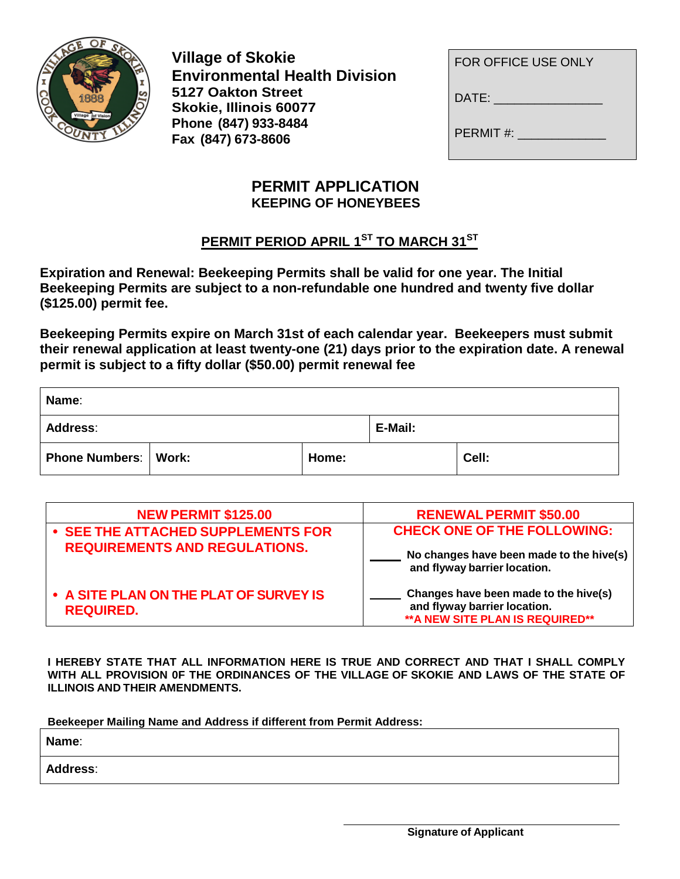**Village of Skokie**
**Environmental Health Division**
**5127 Oakton Street**
**Skokie, Illinois 60077**
**Phone (847) 933-8484**
**Fax (847) 673-8606**

| FOR OFFICE USE ONLY |
|---|
| DATE: _______________ |
| PERMIT #: ____________ |

# PERMIT APPLICATION
## KEEPING OF HONEYBEES

## PERMIT PERIOD APRIL 1ST TO MARCH 31ST

**Expiration and Renewal: Beekeeping Permits shall be valid for one year. The Initial Beekeeping Permits are subject to a non-refundable one hundred and twenty five dollar ($125.00) permit fee.**

**Beekeeping Permits expire on March 31st of each calendar year. Beekeepers must submit their renewal application at least twenty-one (21) days prior to the expiration date. A renewal permit is subject to a fifty dollar ($50.00) permit renewal fee**

| | | | |
|---|---|---|---|
| **Name**: | | | |
| **Address**: | | **E-Mail:** | |
| **Phone Numbers**: | **Work:** | **Home:** | **Cell:** |

| NEW PERMIT $125.00 | RENEWAL PERMIT $50.00 |
|---|---|
| • SEE THE ATTACHED SUPPLEMENTS FOR REQUIREMENTS AND REGULATIONS. | CHECK ONE OF THE FOLLOWING: |
| | _____ No changes have been made to the hive(s) and flyway barrier location. |
| • A SITE PLAN ON THE PLAT OF SURVEY IS REQUIRED. | _____ Changes have been made to the hive(s) and flyway barrier location. **A NEW SITE PLAN IS REQUIRED** |

**I HEREBY STATE THAT ALL INFORMATION HERE IS TRUE AND CORRECT AND THAT I SHALL COMPLY WITH ALL PROVISION 0F THE ORDINANCES OF THE VILLAGE OF SKOKIE AND LAWS OF THE STATE OF ILLINOIS AND THEIR AMENDMENTS.**

**Beekeeper Mailing Name and Address if different from Permit Address:**

| |
|---|
| **Name**: |
| **Address**: |

______________________________
**Signature of Applicant**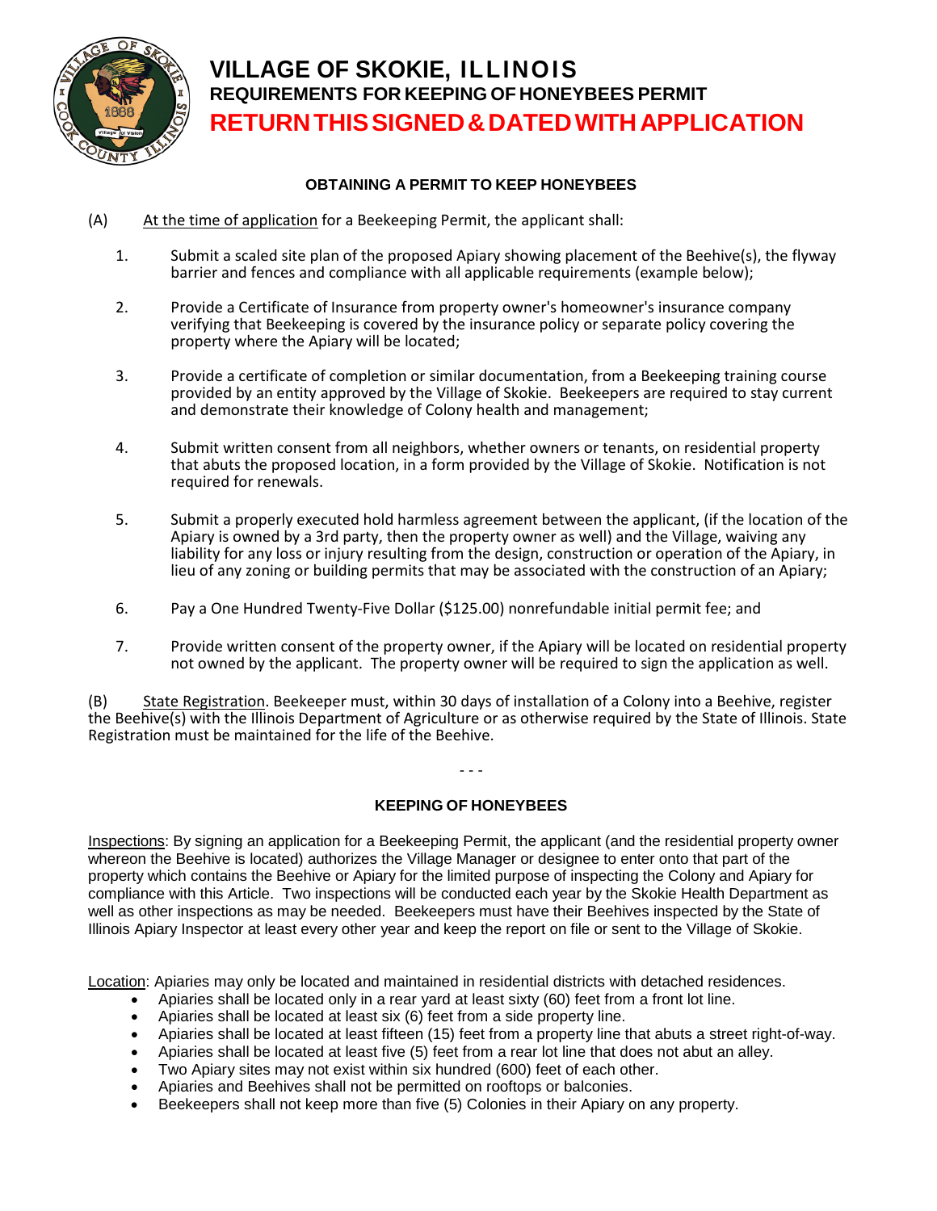# VILLAGE OF SKOKIE, ILLINOIS

## REQUIREMENTS FOR KEEPING OF HONEYBEES PERMIT

## RETURN THIS SIGNED & DATED WITH APPLICATION

### OBTAINING A PERMIT TO KEEP HONEYBEES

(A) At the time of application for a Beekeeping Permit, the applicant shall:

1. Submit a scaled site plan of the proposed Apiary showing placement of the Beehive(s), the flyway barrier and fences and compliance with all applicable requirements (example below);

2. Provide a Certificate of Insurance from property owner's homeowner's insurance company verifying that Beekeeping is covered by the insurance policy or separate policy covering the property where the Apiary will be located;

3. Provide a certificate of completion or similar documentation, from a Beekeeping training course provided by an entity approved by the Village of Skokie. Beekeepers are required to stay current and demonstrate their knowledge of Colony health and management;

4. Submit written consent from all neighbors, whether owners or tenants, on residential property that abuts the proposed location, in a form provided by the Village of Skokie. Notification is not required for renewals.

5. Submit a properly executed hold harmless agreement between the applicant, (if the location of the Apiary is owned by a 3rd party, then the property owner as well) and the Village, waiving any liability for any loss or injury resulting from the design, construction or operation of the Apiary, in lieu of any zoning or building permits that may be associated with the construction of an Apiary;

6. Pay a One Hundred Twenty-Five Dollar ($125.00) nonrefundable initial permit fee; and

7. Provide written consent of the property owner, if the Apiary will be located on residential property not owned by the applicant. The property owner will be required to sign the application as well.

(B) State Registration. Beekeeper must, within 30 days of installation of a Colony into a Beehive, register the Beehive(s) with the Illinois Department of Agriculture or as otherwise required by the State of Illinois. State Registration must be maintained for the life of the Beehive.

- - -

### KEEPING OF HONEYBEES

Inspections: By signing an application for a Beekeeping Permit, the applicant (and the residential property owner whereon the Beehive is located) authorizes the Village Manager or designee to enter onto that part of the property which contains the Beehive or Apiary for the limited purpose of inspecting the Colony and Apiary for compliance with this Article. Two inspections will be conducted each year by the Skokie Health Department as well as other inspections as may be needed. Beekeepers must have their Beehives inspected by the State of Illinois Apiary Inspector at least every other year and keep the report on file or sent to the Village of Skokie.

Location: Apiaries may only be located and maintained in residential districts with detached residences.

- Apiaries shall be located only in a rear yard at least sixty (60) feet from a front lot line.
- Apiaries shall be located at least six (6) feet from a side property line.
- Apiaries shall be located at least fifteen (15) feet from a property line that abuts a street right-of-way.
- Apiaries shall be located at least five (5) feet from a rear lot line that does not abut an alley.
- Two Apiary sites may not exist within six hundred (600) feet of each other.
- Apiaries and Beehives shall not be permitted on rooftops or balconies.
- Beekeepers shall not keep more than five (5) Colonies in their Apiary on any property.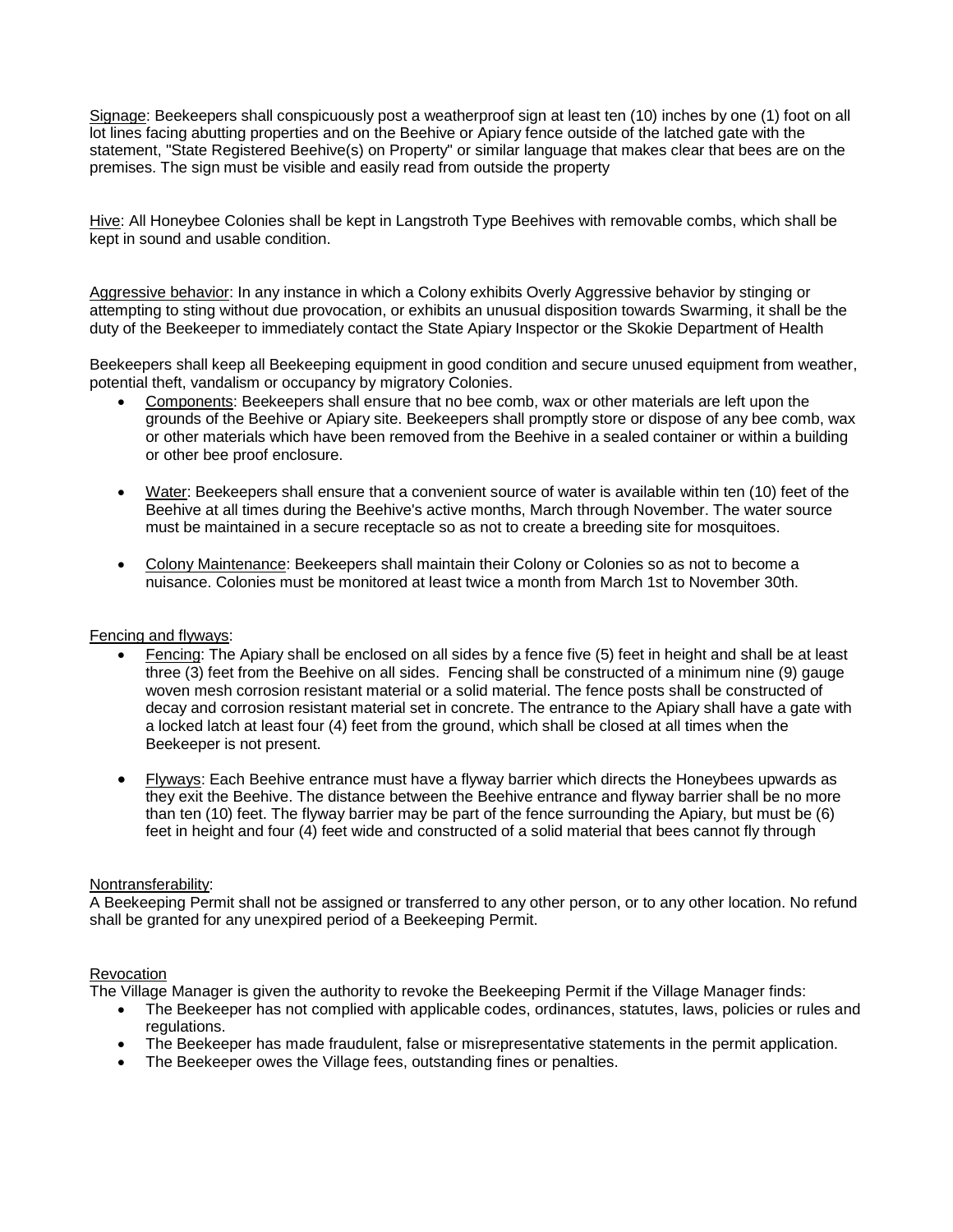Signage: Beekeepers shall conspicuously post a weatherproof sign at least ten (10) inches by one (1) foot on all lot lines facing abutting properties and on the Beehive or Apiary fence outside of the latched gate with the statement, "State Registered Beehive(s) on Property" or similar language that makes clear that bees are on the premises. The sign must be visible and easily read from outside the property

Hive: All Honeybee Colonies shall be kept in Langstroth Type Beehives with removable combs, which shall be kept in sound and usable condition.

Aggressive behavior: In any instance in which a Colony exhibits Overly Aggressive behavior by stinging or attempting to sting without due provocation, or exhibits an unusual disposition towards Swarming, it shall be the duty of the Beekeeper to immediately contact the State Apiary Inspector or the Skokie Department of Health

Beekeepers shall keep all Beekeeping equipment in good condition and secure unused equipment from weather, potential theft, vandalism or occupancy by migratory Colonies.

- Components: Beekeepers shall ensure that no bee comb, wax or other materials are left upon the grounds of the Beehive or Apiary site. Beekeepers shall promptly store or dispose of any bee comb, wax or other materials which have been removed from the Beehive in a sealed container or within a building or other bee proof enclosure.
- Water: Beekeepers shall ensure that a convenient source of water is available within ten (10) feet of the Beehive at all times during the Beehive's active months, March through November. The water source must be maintained in a secure receptacle so as not to create a breeding site for mosquitoes.
- Colony Maintenance: Beekeepers shall maintain their Colony or Colonies so as not to become a nuisance. Colonies must be monitored at least twice a month from March 1st to November 30th.

Fencing and flyways:

- Fencing: The Apiary shall be enclosed on all sides by a fence five (5) feet in height and shall be at least three (3) feet from the Beehive on all sides. Fencing shall be constructed of a minimum nine (9) gauge woven mesh corrosion resistant material or a solid material. The fence posts shall be constructed of decay and corrosion resistant material set in concrete. The entrance to the Apiary shall have a gate with a locked latch at least four (4) feet from the ground, which shall be closed at all times when the Beekeeper is not present.
- Flyways: Each Beehive entrance must have a flyway barrier which directs the Honeybees upwards as they exit the Beehive. The distance between the Beehive entrance and flyway barrier shall be no more than ten (10) feet. The flyway barrier may be part of the fence surrounding the Apiary, but must be (6) feet in height and four (4) feet wide and constructed of a solid material that bees cannot fly through

Nontransferability:

A Beekeeping Permit shall not be assigned or transferred to any other person, or to any other location. No refund shall be granted for any unexpired period of a Beekeeping Permit.

Revocation

The Village Manager is given the authority to revoke the Beekeeping Permit if the Village Manager finds:

- The Beekeeper has not complied with applicable codes, ordinances, statutes, laws, policies or rules and regulations.
- The Beekeeper has made fraudulent, false or misrepresentative statements in the permit application.
- The Beekeeper owes the Village fees, outstanding fines or penalties.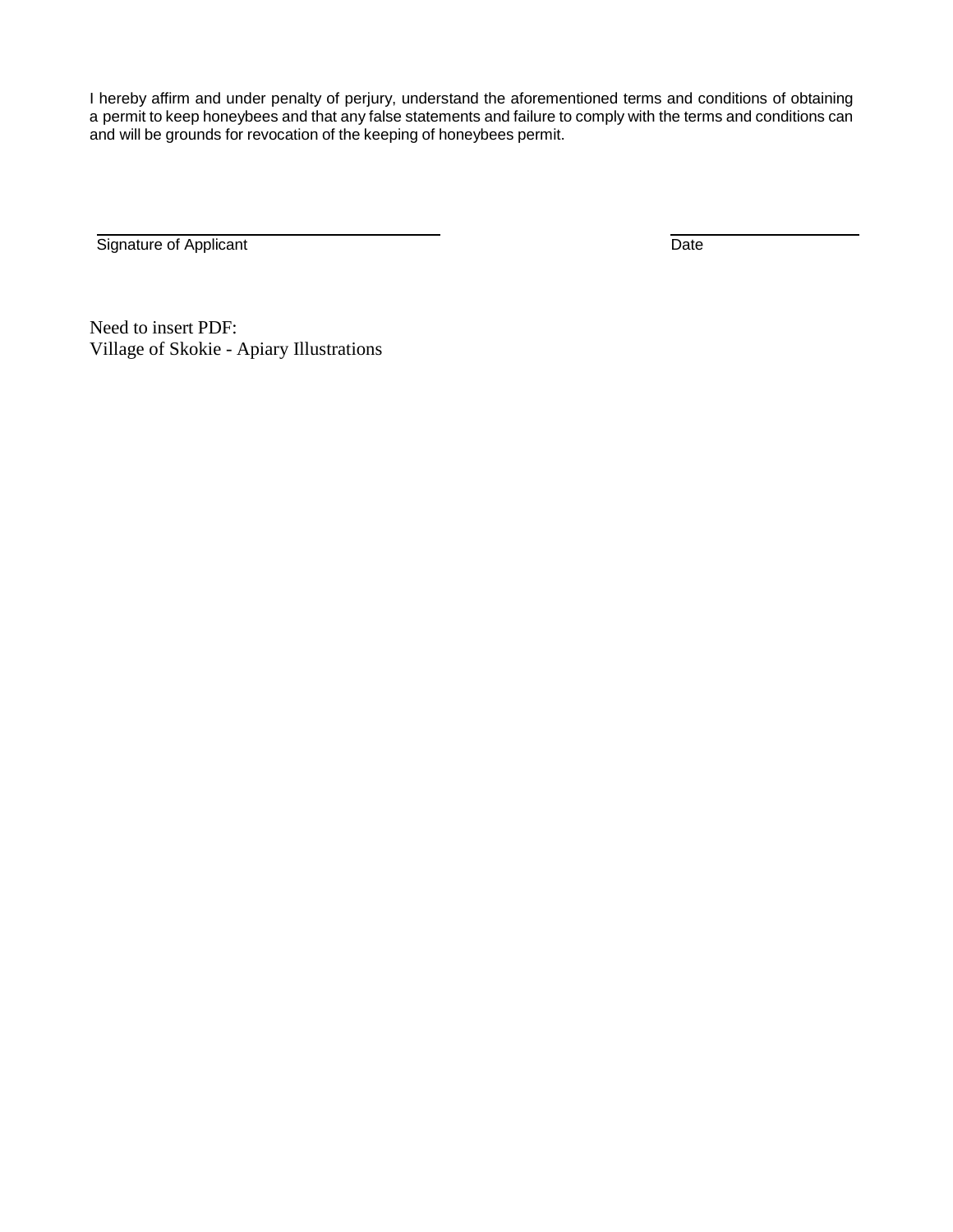I hereby affirm and under penalty of perjury, understand the aforementioned terms and conditions of obtaining a permit to keep honeybees and that any false statements and failure to comply with the terms and conditions can and will be grounds for revocation of the keeping of honeybees permit.

\_\_\_\_\_\_\_\_\_\_\_\_\_\_\_\_\_\_\_\_\_\_\_\_\_\_\_\_\_\_\_\_\_\_\_\_\_\_\_\_
Signature of Applicant

\_\_\_\_\_\_\_\_\_\_\_\_\_\_\_\_\_\_\_\_\_\_
Date

Need to insert PDF:
Village of Skokie - Apiary Illustrations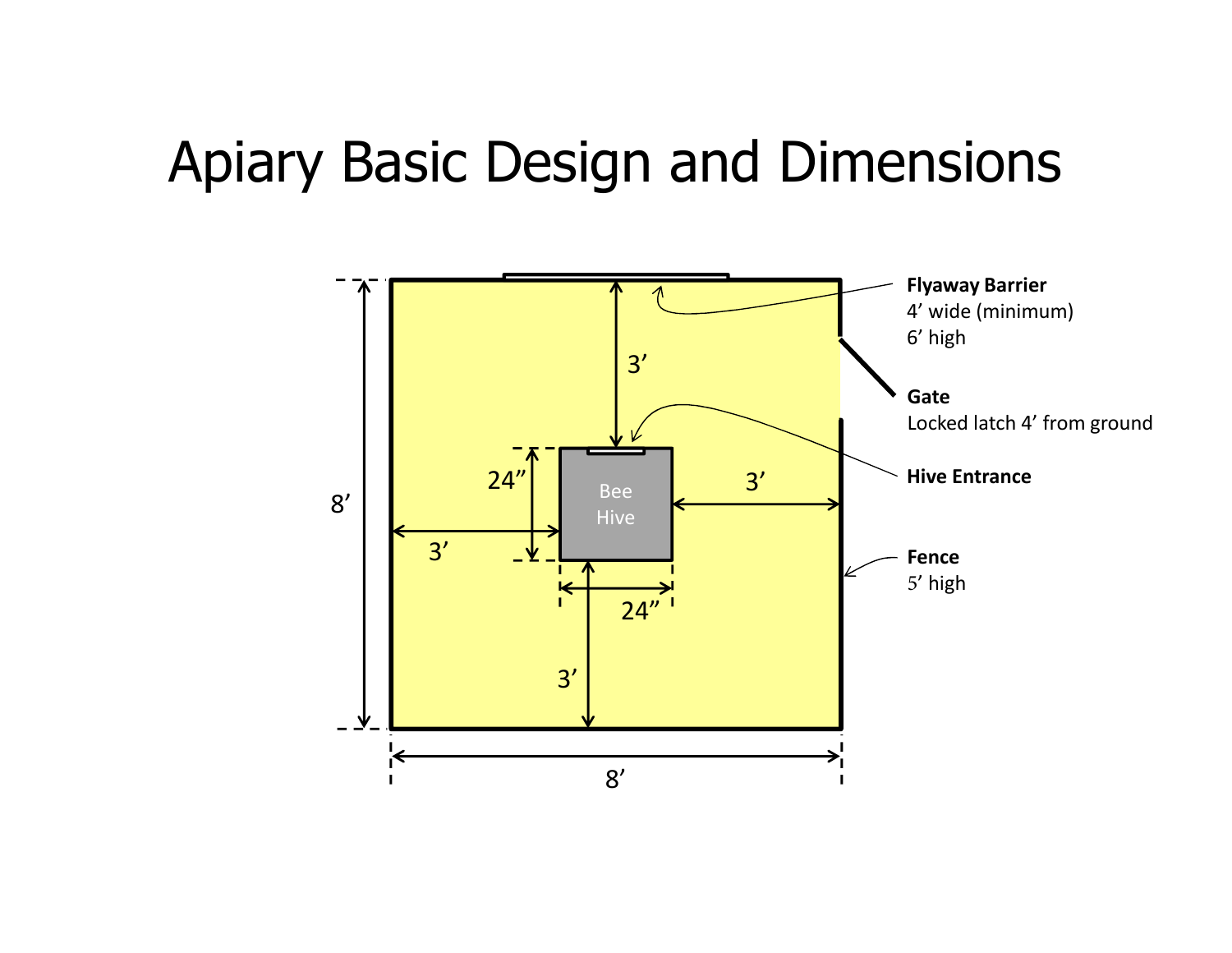# Apiary Basic Design and Dimensions

**Flyaway Barrier**
4' wide (minimum)
6' high

**Gate**
Locked latch 4' from ground

**Hive Entrance**

**Fence**
5' high

Bee Hive

3'

3'

3'

3'

24"

24"

8'

8'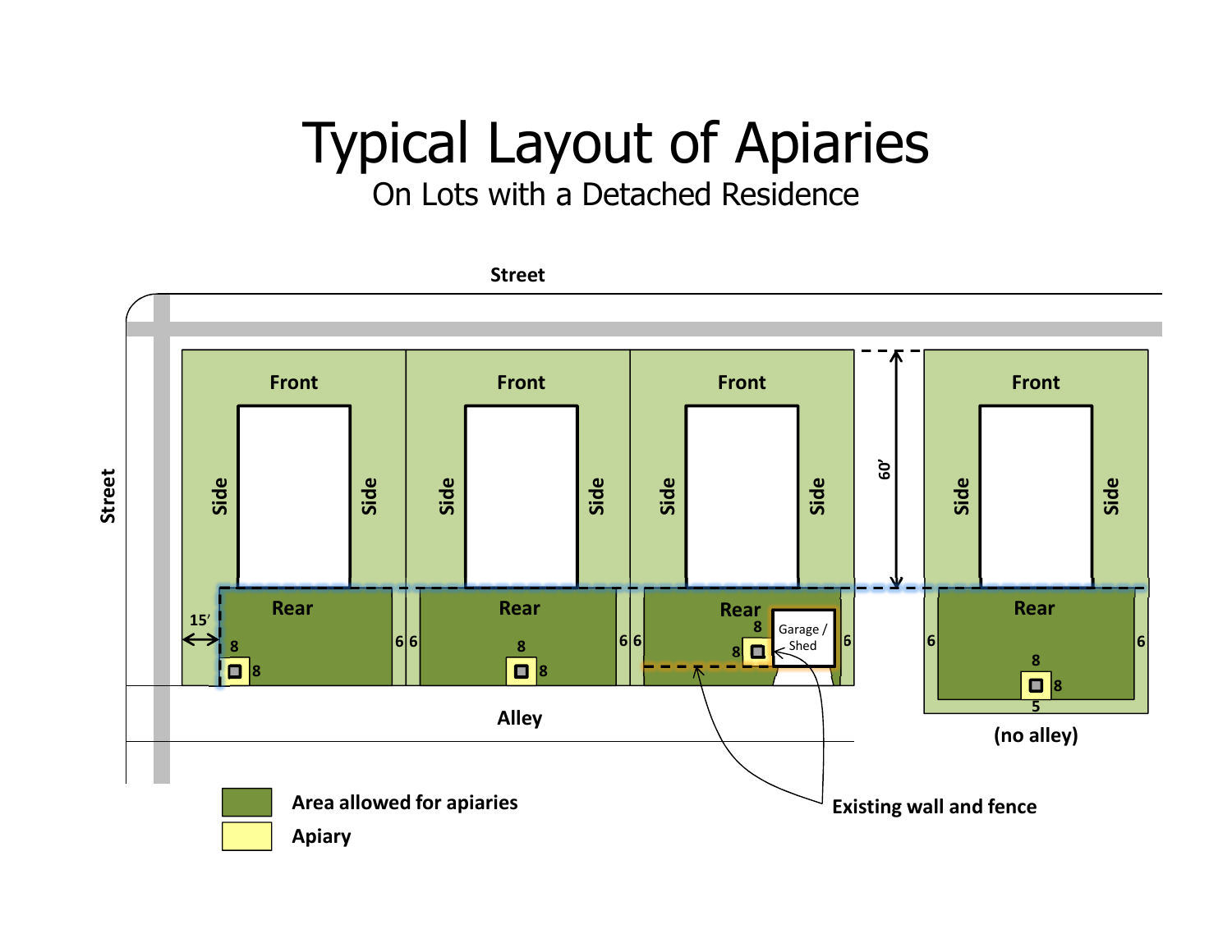# Typical Layout of Apiaries

## On Lots with a Detached Residence

Street

Street

Front

Front

Front

Front

Side

Side

Side

Side

Side

Side

Side

Side

60'

Rear

Rear

Rear

Rear

15'

8

8

8

8

8

8

8

8

5

6

6

6

6

6

6

6

Garage / Shed

Alley

(no alley)

Existing wall and fence

Area allowed for apiaries

Apiary